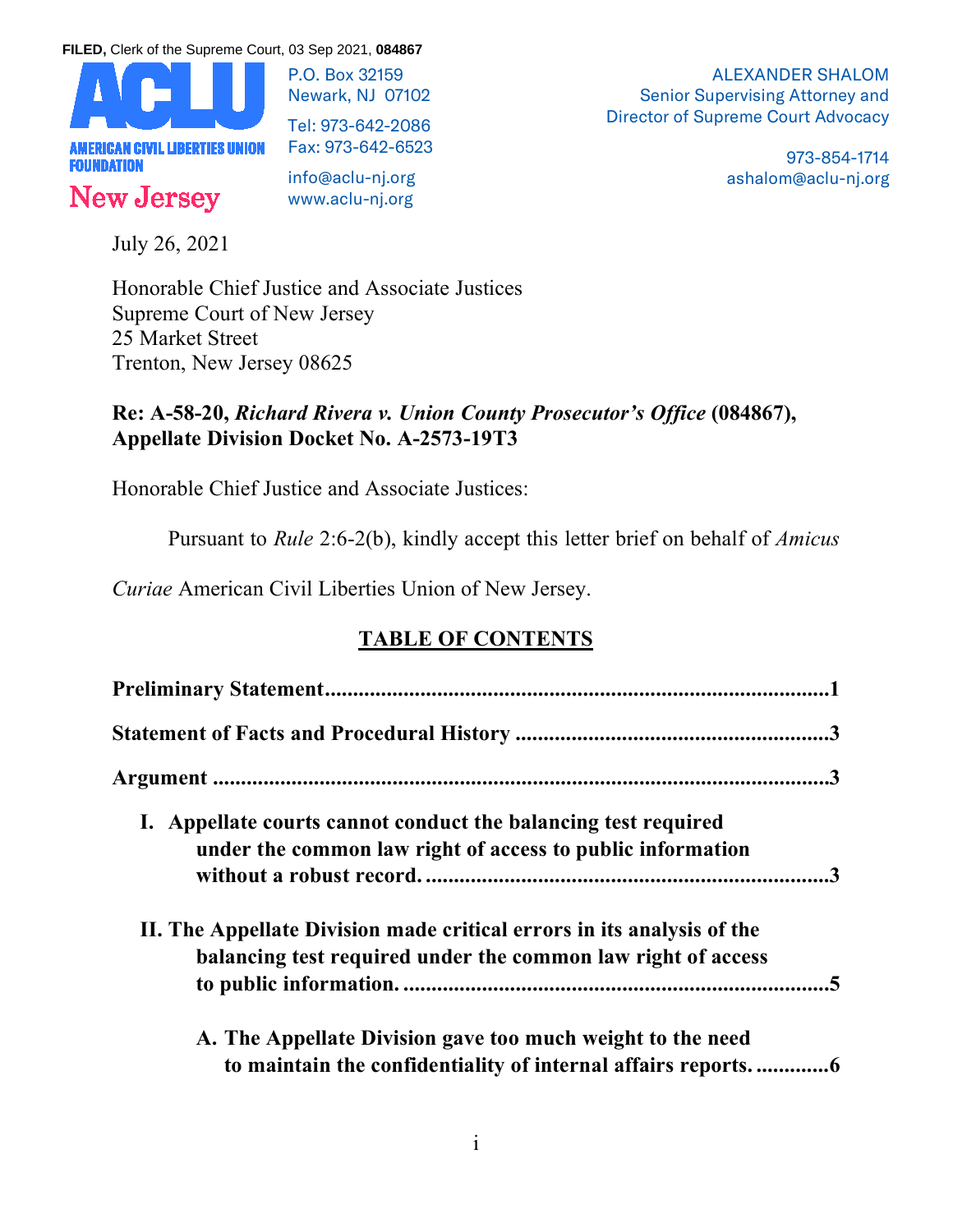**FILED,** Clerk of the Superior Court, 03 Sep 2021, **084867**

ACLU

AMERICAN CIVIL LIBERTIES UNION FOUNDATION

New Jersey

P.O. Box 32159
Newark, NJ 07102

Tel: 973-642-2086
Fax: 973-642-6523

info@aclu-nj.org
www.aclu-nj.org

ALEXANDER SHALOM
Senior Supervising Attorney and
Director of Supreme Court Advocacy

973-854-1714
ashalom@aclu-nj.org

July 26, 2021

Honorable Chief Justice and Associate Justices
Supreme Court of New Jersey
25 Market Street
Trenton, New Jersey 08625

**Re: A-58-20, *Richard Rivera v. Union County Prosecutor's Office* (084867), Appellate Division Docket No. A-2573-19T3**

Honorable Chief Justice and Associate Justices:

Pursuant to *Rule* 2:6-2(b), kindly accept this letter brief on behalf of *Amicus Curiae* American Civil Liberties Union of New Jersey.

## TABLE OF CONTENTS

**Preliminary Statement**..........................................................................................**1**

**Statement of Facts and Procedural History** .......................................................**3**

**Argument** ..............................................................................................................**3**

**I. Appellate courts cannot conduct the balancing test required under the common law right of access to public information without a robust record.** .......................................................................**3**

**II. The Appellate Division made critical errors in its analysis of the balancing test required under the common law right of access to public information.** ............................................................................**5**

**A. The Appellate Division gave too much weight to the need to maintain the confidentiality of internal affairs reports.** .............**6**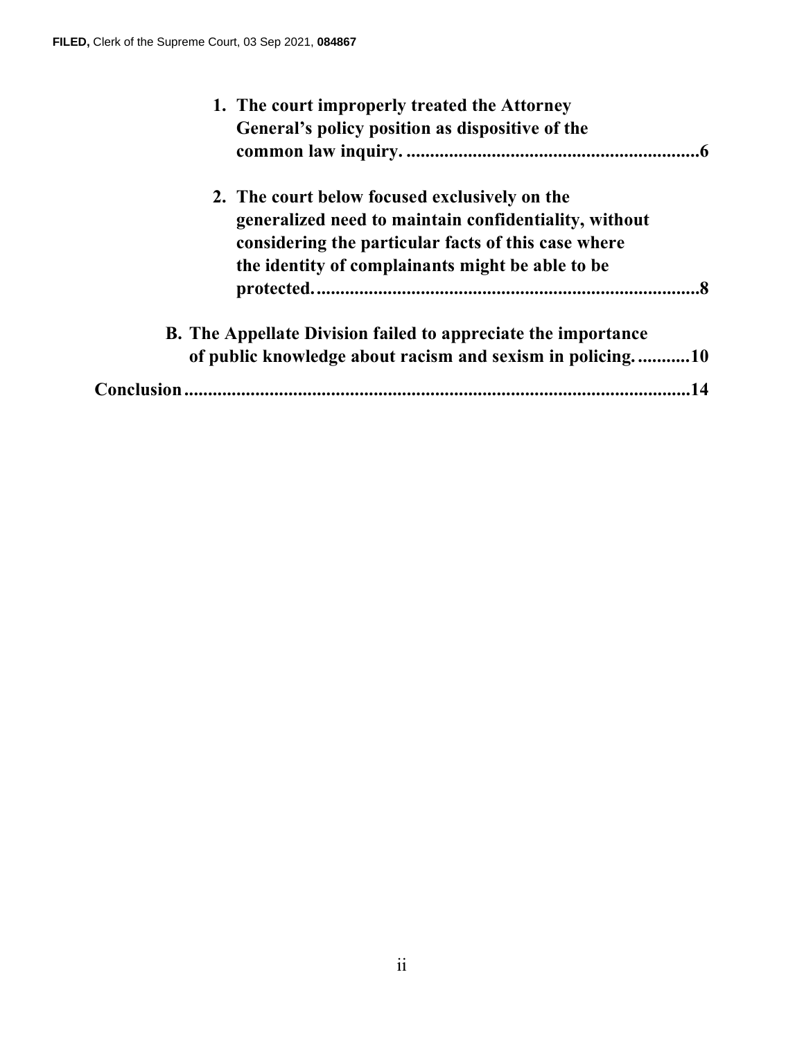**1. The court improperly treated the Attorney General's policy position as dispositive of the common law inquiry. ....................................................6**

**2. The court below focused exclusively on the generalized need to maintain confidentiality, without considering the particular facts of this case where the identity of complainants might be able to be protected. ........................................................................8**

**B. The Appellate Division failed to appreciate the importance of public knowledge about racism and sexism in policing. ...........10**

**Conclusion.........................................................................................14**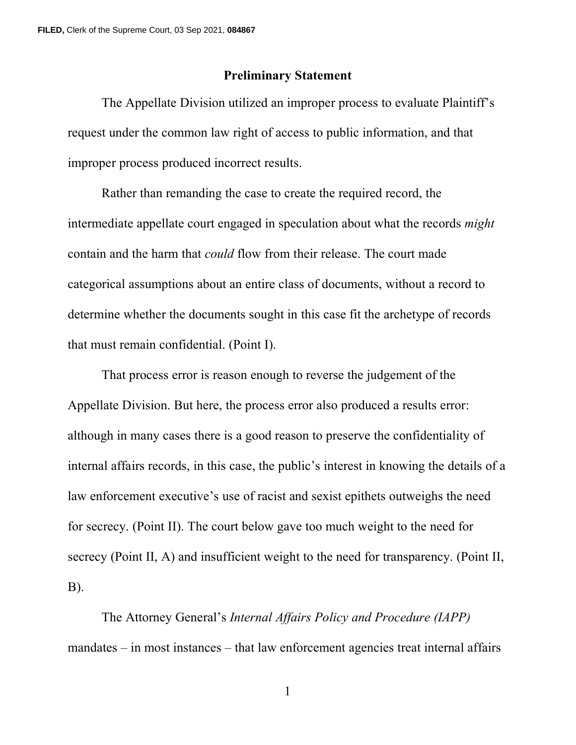## Preliminary Statement

The Appellate Division utilized an improper process to evaluate Plaintiff's request under the common law right of access to public information, and that improper process produced incorrect results.

Rather than remanding the case to create the required record, the intermediate appellate court engaged in speculation about what the records *might* contain and the harm that *could* flow from their release. The court made categorical assumptions about an entire class of documents, without a record to determine whether the documents sought in this case fit the archetype of records that must remain confidential. (Point I).

That process error is reason enough to reverse the judgement of the Appellate Division. But here, the process error also produced a results error: although in many cases there is a good reason to preserve the confidentiality of internal affairs records, in this case, the public's interest in knowing the details of a law enforcement executive's use of racist and sexist epithets outweighs the need for secrecy. (Point II). The court below gave too much weight to the need for secrecy (Point II, A) and insufficient weight to the need for transparency. (Point II, B).

The Attorney General's *Internal Affairs Policy and Procedure (IAPP)* mandates – in most instances – that law enforcement agencies treat internal affairs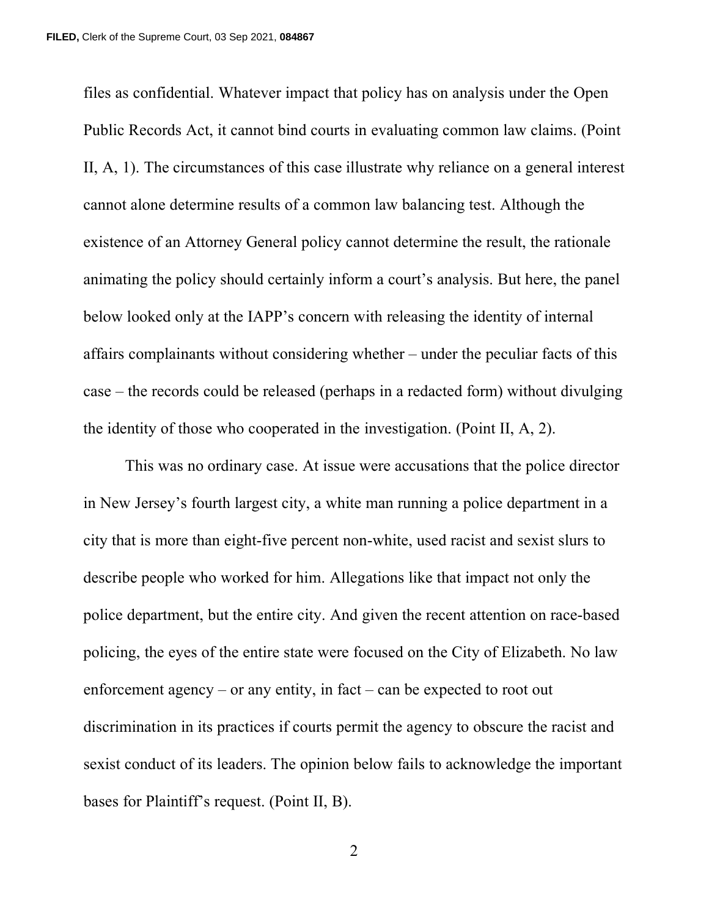files as confidential. Whatever impact that policy has on analysis under the Open Public Records Act, it cannot bind courts in evaluating common law claims. (Point II, A, 1). The circumstances of this case illustrate why reliance on a general interest cannot alone determine results of a common law balancing test. Although the existence of an Attorney General policy cannot determine the result, the rationale animating the policy should certainly inform a court's analysis. But here, the panel below looked only at the IAPP's concern with releasing the identity of internal affairs complainants without considering whether – under the peculiar facts of this case – the records could be released (perhaps in a redacted form) without divulging the identity of those who cooperated in the investigation. (Point II, A, 2).

This was no ordinary case. At issue were accusations that the police director in New Jersey's fourth largest city, a white man running a police department in a city that is more than eight-five percent non-white, used racist and sexist slurs to describe people who worked for him. Allegations like that impact not only the police department, but the entire city. And given the recent attention on race-based policing, the eyes of the entire state were focused on the City of Elizabeth. No law enforcement agency – or any entity, in fact – can be expected to root out discrimination in its practices if courts permit the agency to obscure the racist and sexist conduct of its leaders. The opinion below fails to acknowledge the important bases for Plaintiff's request. (Point II, B).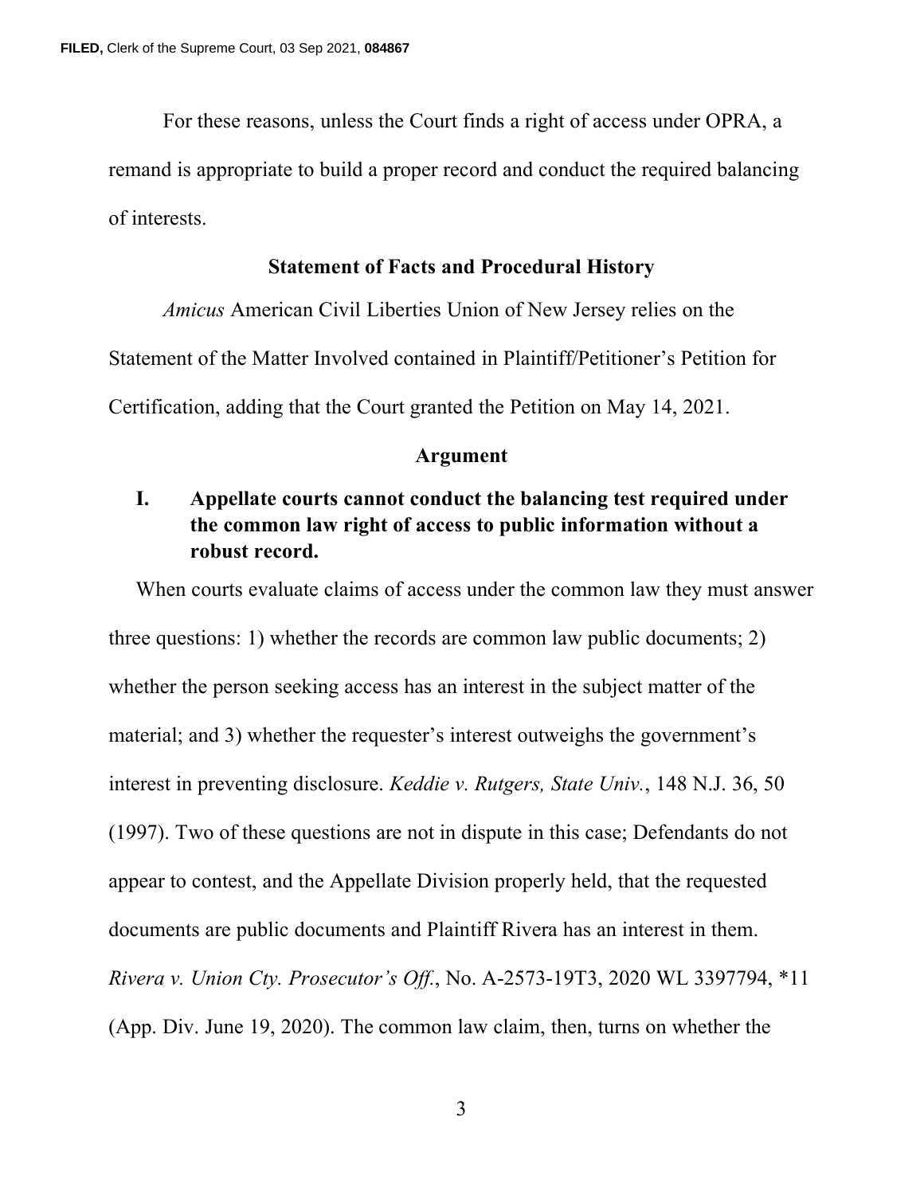For these reasons, unless the Court finds a right of access under OPRA, a remand is appropriate to build a proper record and conduct the required balancing of interests.

## Statement of Facts and Procedural History

*Amicus* American Civil Liberties Union of New Jersey relies on the Statement of the Matter Involved contained in Plaintiff/Petitioner's Petition for Certification, adding that the Court granted the Petition on May 14, 2021.

## Argument

### I. Appellate courts cannot conduct the balancing test required under the common law right of access to public information without a robust record.

When courts evaluate claims of access under the common law they must answer three questions: 1) whether the records are common law public documents; 2) whether the person seeking access has an interest in the subject matter of the material; and 3) whether the requester's interest outweighs the government's interest in preventing disclosure. *Keddie v. Rutgers, State Univ.*, 148 N.J. 36, 50 (1997). Two of these questions are not in dispute in this case; Defendants do not appear to contest, and the Appellate Division properly held, that the requested documents are public documents and Plaintiff Rivera has an interest in them. *Rivera v. Union Cty. Prosecutor's Off.*, No. A-2573-19T3, 2020 WL 3397794, *11 (App. Div. June 19, 2020). The common law claim, then, turns on whether the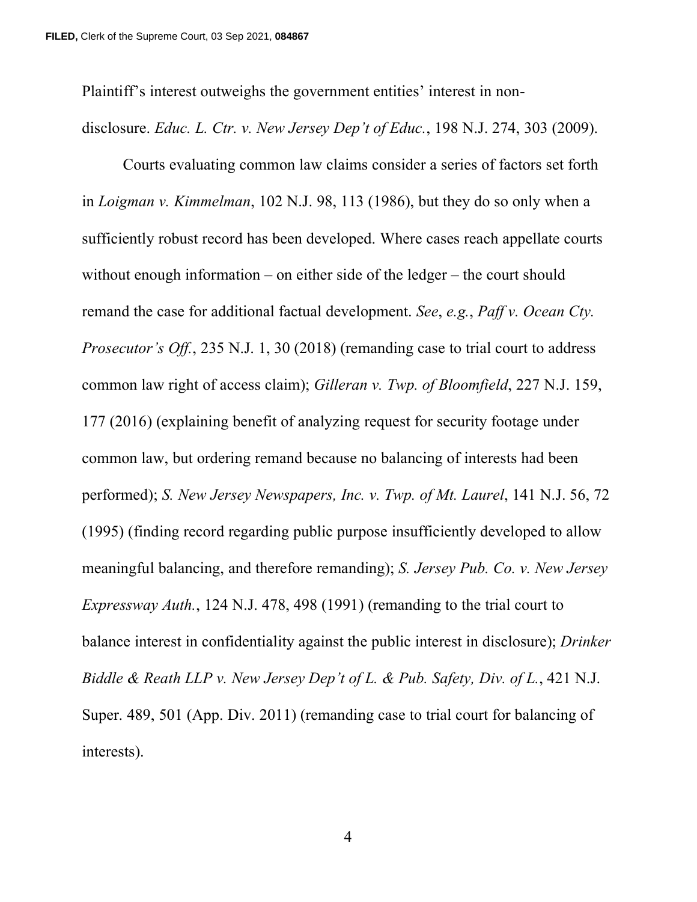Plaintiff's interest outweighs the government entities' interest in non-disclosure. *Educ. L. Ctr. v. New Jersey Dep't of Educ.*, 198 N.J. 274, 303 (2009).

Courts evaluating common law claims consider a series of factors set forth in *Loigman v. Kimmelman*, 102 N.J. 98, 113 (1986), but they do so only when a sufficiently robust record has been developed. Where cases reach appellate courts without enough information – on either side of the ledger – the court should remand the case for additional factual development. *See*, *e.g.*, *Paff v. Ocean Cty. Prosecutor's Off.*, 235 N.J. 1, 30 (2018) (remanding case to trial court to address common law right of access claim); *Gilleran v. Twp. of Bloomfield*, 227 N.J. 159, 177 (2016) (explaining benefit of analyzing request for security footage under common law, but ordering remand because no balancing of interests had been performed); *S. New Jersey Newspapers, Inc. v. Twp. of Mt. Laurel*, 141 N.J. 56, 72 (1995) (finding record regarding public purpose insufficiently developed to allow meaningful balancing, and therefore remanding); *S. Jersey Pub. Co. v. New Jersey Expressway Auth.*, 124 N.J. 478, 498 (1991) (remanding to the trial court to balance interest in confidentiality against the public interest in disclosure); *Drinker Biddle & Reath LLP v. New Jersey Dep't of L. & Pub. Safety, Div. of L.*, 421 N.J. Super. 489, 501 (App. Div. 2011) (remanding case to trial court for balancing of interests).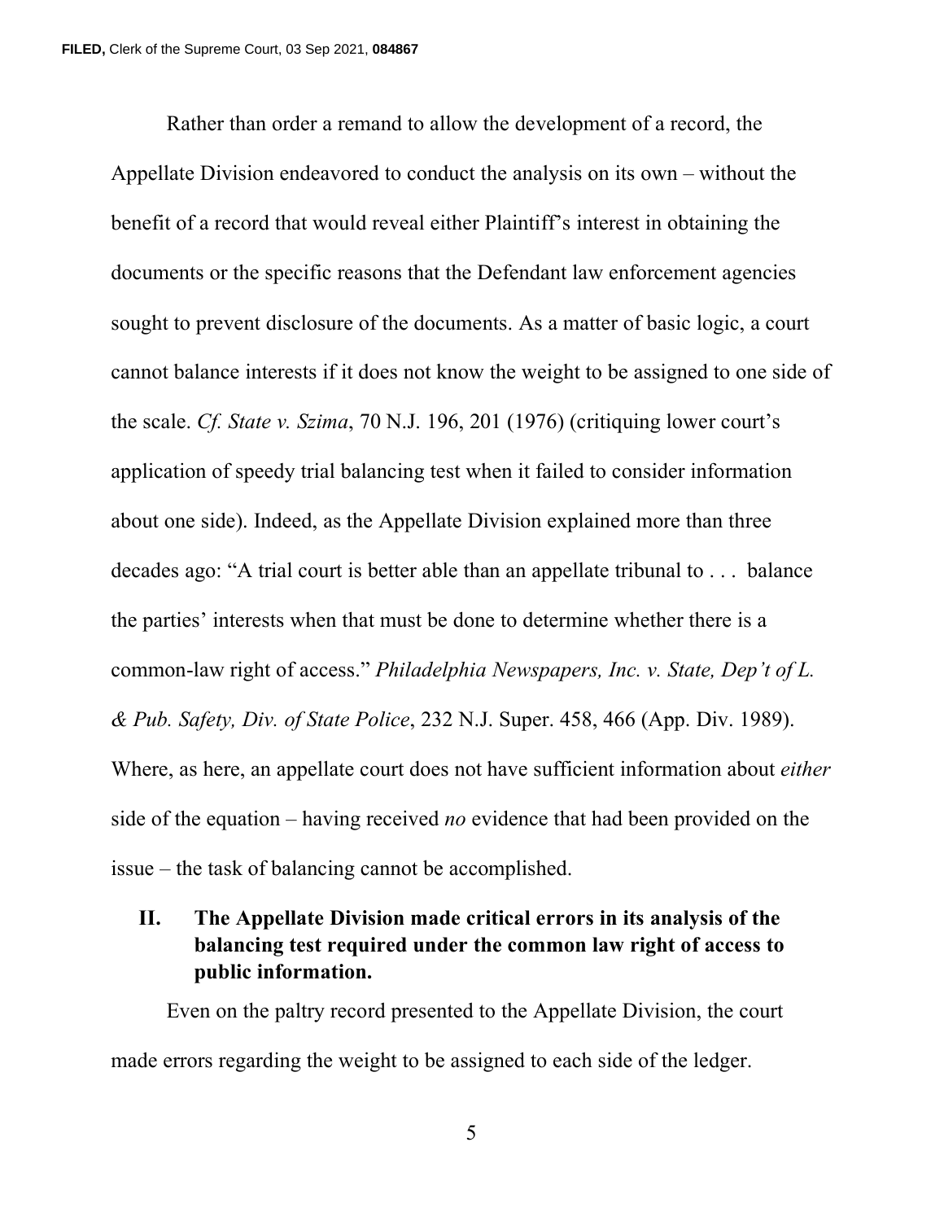Rather than order a remand to allow the development of a record, the Appellate Division endeavored to conduct the analysis on its own – without the benefit of a record that would reveal either Plaintiff's interest in obtaining the documents or the specific reasons that the Defendant law enforcement agencies sought to prevent disclosure of the documents. As a matter of basic logic, a court cannot balance interests if it does not know the weight to be assigned to one side of the scale. *Cf. State v. Szima*, 70 N.J. 196, 201 (1976) (critiquing lower court's application of speedy trial balancing test when it failed to consider information about one side). Indeed, as the Appellate Division explained more than three decades ago: "A trial court is better able than an appellate tribunal to . . . balance the parties' interests when that must be done to determine whether there is a common-law right of access." *Philadelphia Newspapers, Inc. v. State, Dep't of L. & Pub. Safety, Div. of State Police*, 232 N.J. Super. 458, 466 (App. Div. 1989). Where, as here, an appellate court does not have sufficient information about *either* side of the equation – having received *no* evidence that had been provided on the issue – the task of balancing cannot be accomplished.

## II. The Appellate Division made critical errors in its analysis of the balancing test required under the common law right of access to public information.

Even on the paltry record presented to the Appellate Division, the court made errors regarding the weight to be assigned to each side of the ledger.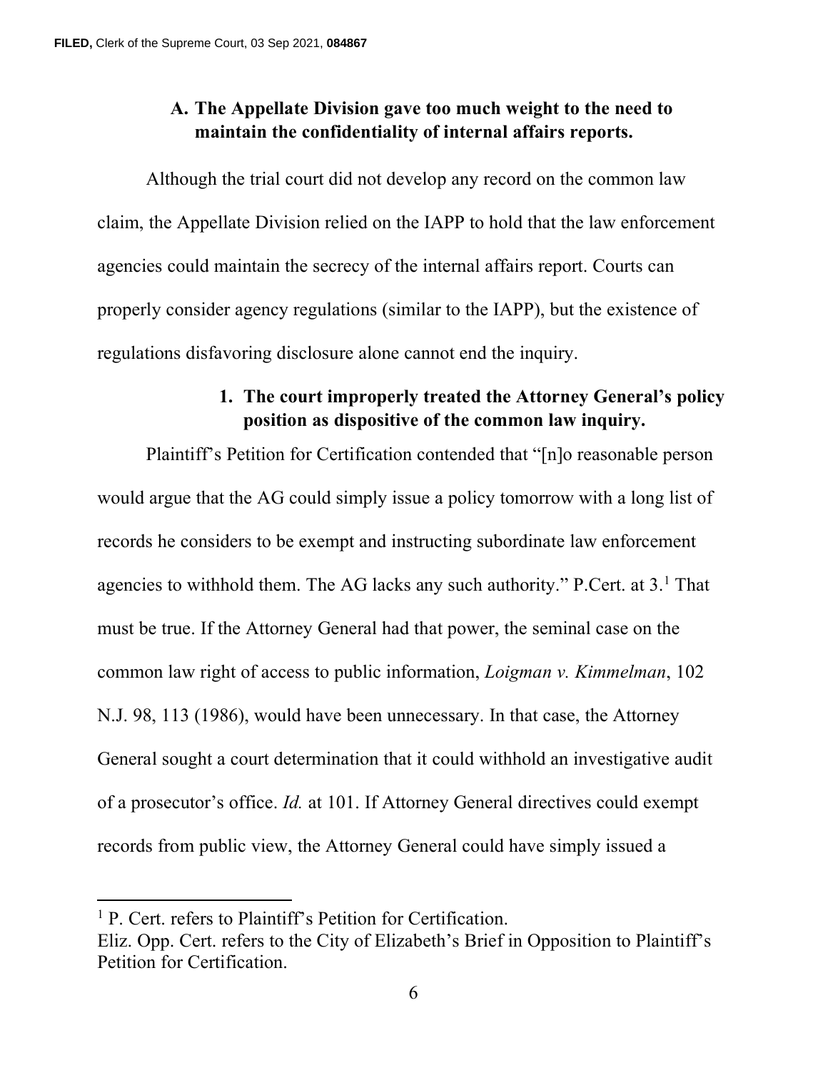### A. The Appellate Division gave too much weight to the need to maintain the confidentiality of internal affairs reports.

Although the trial court did not develop any record on the common law claim, the Appellate Division relied on the IAPP to hold that the law enforcement agencies could maintain the secrecy of the internal affairs report. Courts can properly consider agency regulations (similar to the IAPP), but the existence of regulations disfavoring disclosure alone cannot end the inquiry.

#### 1. The court improperly treated the Attorney General's policy position as dispositive of the common law inquiry.

Plaintiff's Petition for Certification contended that "[n]o reasonable person would argue that the AG could simply issue a policy tomorrow with a long list of records he considers to be exempt and instructing subordinate law enforcement agencies to withhold them. The AG lacks any such authority." P.Cert. at 3.[1] That must be true. If the Attorney General had that power, the seminal case on the common law right of access to public information, *Loigman v. Kimmelman*, 102 N.J. 98, 113 (1986), would have been unnecessary. In that case, the Attorney General sought a court determination that it could withhold an investigative audit of a prosecutor's office. *Id.* at 101. If Attorney General directives could exempt records from public view, the Attorney General could have simply issued a

[1] P. Cert. refers to Plaintiff's Petition for Certification.
Eliz. Opp. Cert. refers to the City of Elizabeth's Brief in Opposition to Plaintiff's Petition for Certification.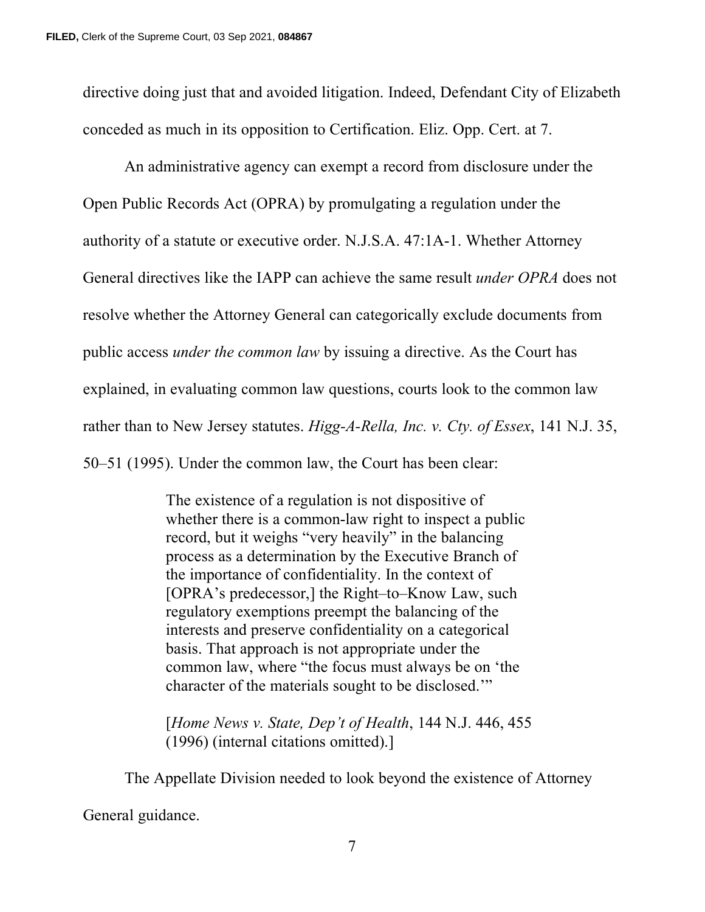directive doing just that and avoided litigation. Indeed, Defendant City of Elizabeth conceded as much in its opposition to Certification. Eliz. Opp. Cert. at 7.

An administrative agency can exempt a record from disclosure under the Open Public Records Act (OPRA) by promulgating a regulation under the authority of a statute or executive order. N.J.S.A. 47:1A-1. Whether Attorney General directives like the IAPP can achieve the same result *under OPRA* does not resolve whether the Attorney General can categorically exclude documents from public access *under the common law* by issuing a directive. As the Court has explained, in evaluating common law questions, courts look to the common law rather than to New Jersey statutes. *Higg-A-Rella, Inc. v. Cty. of Essex*, 141 N.J. 35, 50–51 (1995). Under the common law, the Court has been clear:

> The existence of a regulation is not dispositive of whether there is a common-law right to inspect a public record, but it weighs "very heavily" in the balancing process as a determination by the Executive Branch of the importance of confidentiality. In the context of [OPRA's predecessor,] the Right–to–Know Law, such regulatory exemptions preempt the balancing of the interests and preserve confidentiality on a categorical basis. That approach is not appropriate under the common law, where "the focus must always be on 'the character of the materials sought to be disclosed.'"
>
> [*Home News v. State, Dep't of Health*, 144 N.J. 446, 455 (1996) (internal citations omitted).]

The Appellate Division needed to look beyond the existence of Attorney General guidance.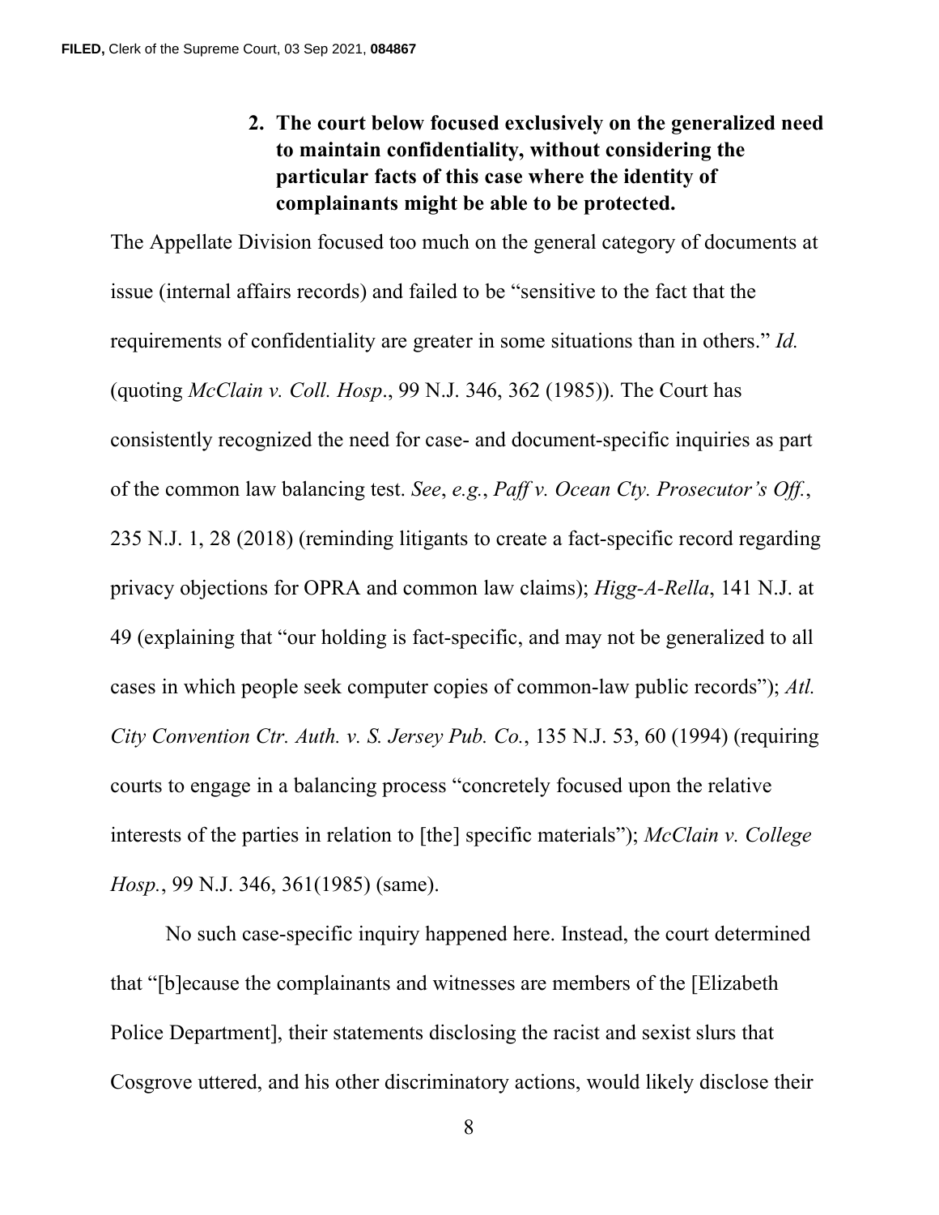## 2. The court below focused exclusively on the generalized need to maintain confidentiality, without considering the particular facts of this case where the identity of complainants might be able to be protected.

The Appellate Division focused too much on the general category of documents at issue (internal affairs records) and failed to be "sensitive to the fact that the requirements of confidentiality are greater in some situations than in others." *Id.* (quoting *McClain v. Coll. Hosp*., 99 N.J. 346, 362 (1985)). The Court has consistently recognized the need for case- and document-specific inquiries as part of the common law balancing test. *See*, *e.g.*, *Paff v. Ocean Cty. Prosecutor's Off.*, 235 N.J. 1, 28 (2018) (reminding litigants to create a fact-specific record regarding privacy objections for OPRA and common law claims); *Higg-A-Rella*, 141 N.J. at 49 (explaining that "our holding is fact-specific, and may not be generalized to all cases in which people seek computer copies of common-law public records"); *Atl. City Convention Ctr. Auth. v. S. Jersey Pub. Co.*, 135 N.J. 53, 60 (1994) (requiring courts to engage in a balancing process "concretely focused upon the relative interests of the parties in relation to [the] specific materials"); *McClain v. College Hosp.*, 99 N.J. 346, 361(1985) (same).

No such case-specific inquiry happened here. Instead, the court determined that "[b]ecause the complainants and witnesses are members of the [Elizabeth Police Department], their statements disclosing the racist and sexist slurs that Cosgrove uttered, and his other discriminatory actions, would likely disclose their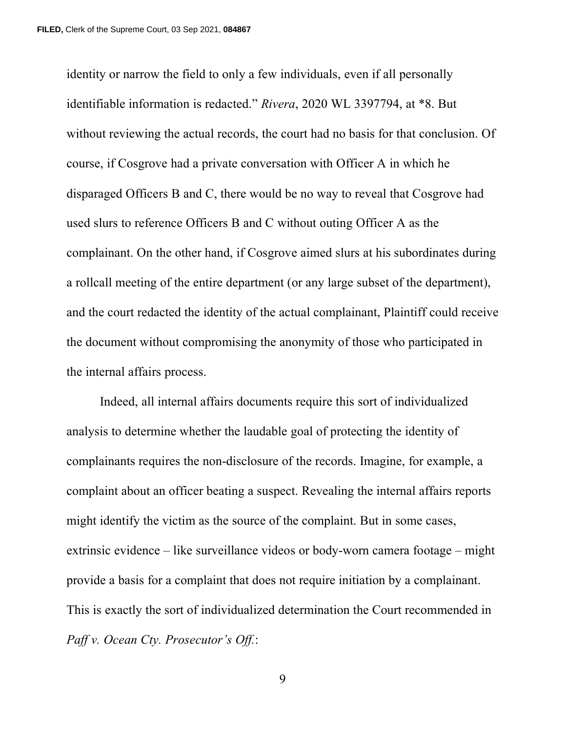identity or narrow the field to only a few individuals, even if all personally identifiable information is redacted." *Rivera*, 2020 WL 3397794, at *8. But without reviewing the actual records, the court had no basis for that conclusion. Of course, if Cosgrove had a private conversation with Officer A in which he disparaged Officers B and C, there would be no way to reveal that Cosgrove had used slurs to reference Officers B and C without outing Officer A as the complainant. On the other hand, if Cosgrove aimed slurs at his subordinates during a rollcall meeting of the entire department (or any large subset of the department), and the court redacted the identity of the actual complainant, Plaintiff could receive the document without compromising the anonymity of those who participated in the internal affairs process.

Indeed, all internal affairs documents require this sort of individualized analysis to determine whether the laudable goal of protecting the identity of complainants requires the non-disclosure of the records. Imagine, for example, a complaint about an officer beating a suspect. Revealing the internal affairs reports might identify the victim as the source of the complaint. But in some cases, extrinsic evidence – like surveillance videos or body-worn camera footage – might provide a basis for a complaint that does not require initiation by a complainant. This is exactly the sort of individualized determination the Court recommended in *Paff v. Ocean Cty. Prosecutor's Off.*: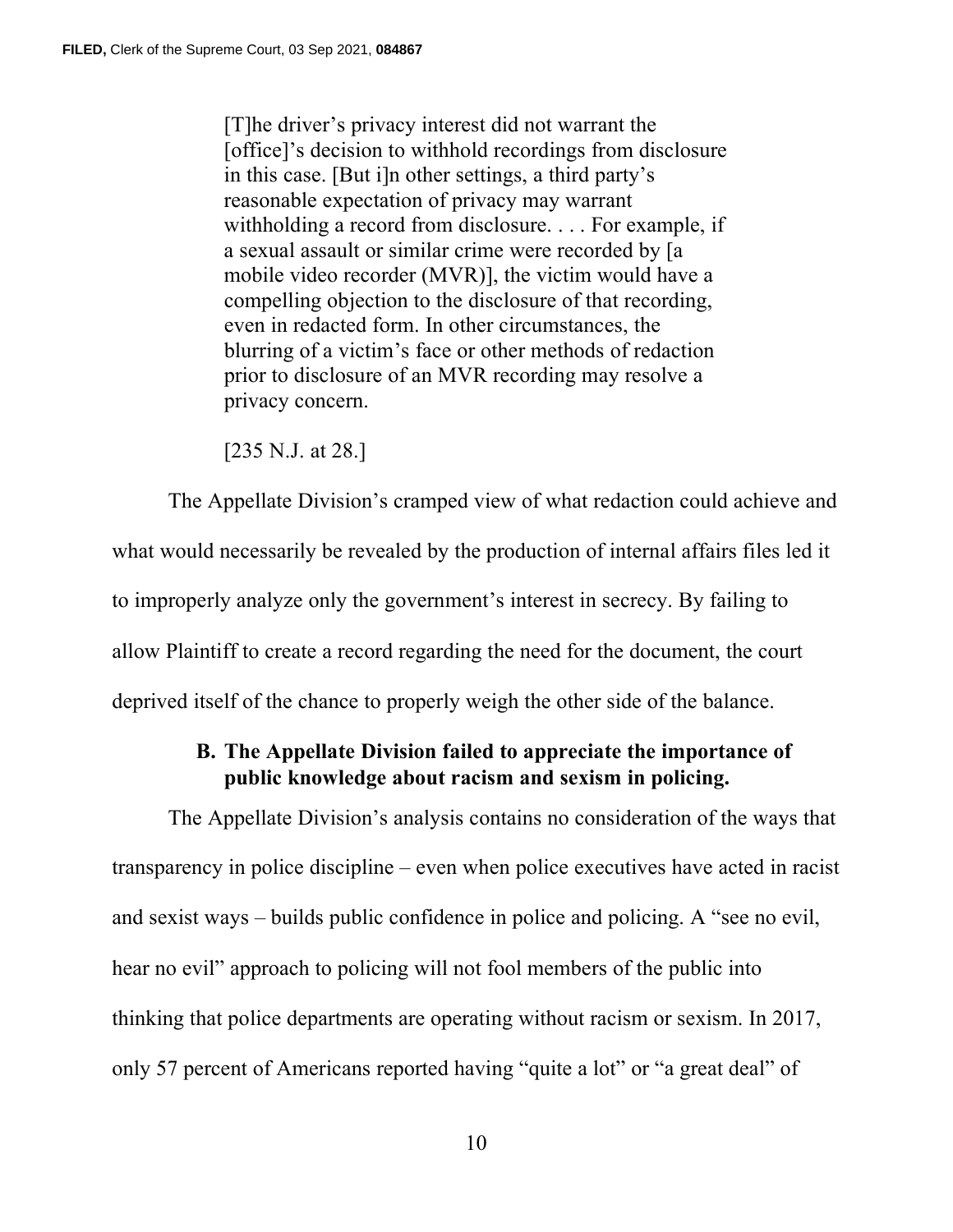> [T]he driver's privacy interest did not warrant the [office]'s decision to withhold recordings from disclosure in this case. [But i]n other settings, a third party's reasonable expectation of privacy may warrant withholding a record from disclosure. . . . For example, if a sexual assault or similar crime were recorded by [a mobile video recorder (MVR)], the victim would have a compelling objection to the disclosure of that recording, even in redacted form. In other circumstances, the blurring of a victim's face or other methods of redaction prior to disclosure of an MVR recording may resolve a privacy concern.
>
> [235 N.J. at 28.]

The Appellate Division's cramped view of what redaction could achieve and what would necessarily be revealed by the production of internal affairs files led it to improperly analyze only the government's interest in secrecy. By failing to allow Plaintiff to create a record regarding the need for the document, the court deprived itself of the chance to properly weigh the other side of the balance.

### B. The Appellate Division failed to appreciate the importance of public knowledge about racism and sexism in policing.

The Appellate Division's analysis contains no consideration of the ways that transparency in police discipline – even when police executives have acted in racist and sexist ways – builds public confidence in police and policing. A "see no evil, hear no evil" approach to policing will not fool members of the public into thinking that police departments are operating without racism or sexism. In 2017, only 57 percent of Americans reported having "quite a lot" or "a great deal" of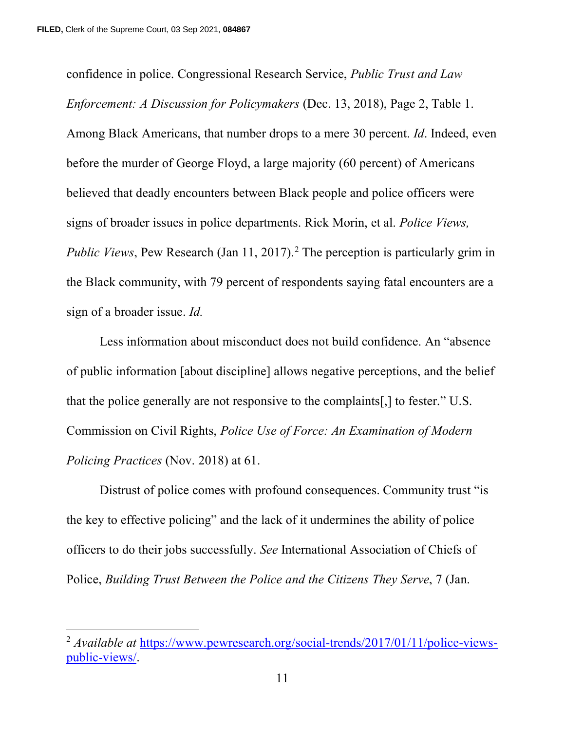confidence in police. Congressional Research Service, *Public Trust and Law Enforcement: A Discussion for Policymakers* (Dec. 13, 2018), Page 2, Table 1. Among Black Americans, that number drops to a mere 30 percent. *Id*. Indeed, even before the murder of George Floyd, a large majority (60 percent) of Americans believed that deadly encounters between Black people and police officers were signs of broader issues in police departments. Rick Morin, et al. *Police Views, Public Views*, Pew Research (Jan 11, 2017).[2] The perception is particularly grim in the Black community, with 79 percent of respondents saying fatal encounters are a sign of a broader issue. *Id.*

Less information about misconduct does not build confidence. An "absence of public information [about discipline] allows negative perceptions, and the belief that the police generally are not responsive to the complaints[,] to fester." U.S. Commission on Civil Rights, *Police Use of Force: An Examination of Modern Policing Practices* (Nov. 2018) at 61.

Distrust of police comes with profound consequences. Community trust "is the key to effective policing" and the lack of it undermines the ability of police officers to do their jobs successfully. *See* International Association of Chiefs of Police, *Building Trust Between the Police and the Citizens They Serve*, 7 (Jan.

---

[2] *Available at* https://www.pewresearch.org/social-trends/2017/01/11/police-views-public-views/.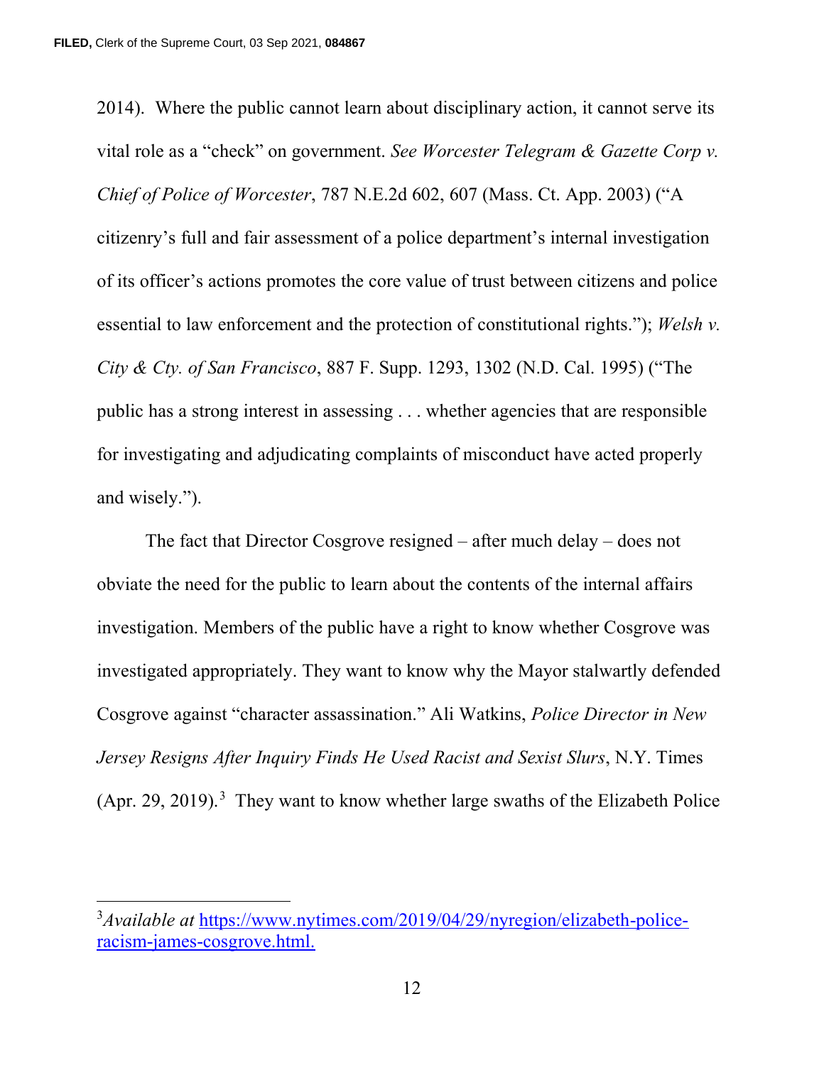2014). Where the public cannot learn about disciplinary action, it cannot serve its vital role as a "check" on government. *See Worcester Telegram & Gazette Corp v. Chief of Police of Worcester*, 787 N.E.2d 602, 607 (Mass. Ct. App. 2003) ("A citizenry's full and fair assessment of a police department's internal investigation of its officer's actions promotes the core value of trust between citizens and police essential to law enforcement and the protection of constitutional rights."); *Welsh v. City & Cty. of San Francisco*, 887 F. Supp. 1293, 1302 (N.D. Cal. 1995) ("The public has a strong interest in assessing . . . whether agencies that are responsible for investigating and adjudicating complaints of misconduct have acted properly and wisely.").

The fact that Director Cosgrove resigned – after much delay – does not obviate the need for the public to learn about the contents of the internal affairs investigation. Members of the public have a right to know whether Cosgrove was investigated appropriately. They want to know why the Mayor stalwartly defended Cosgrove against "character assassination." Ali Watkins, *Police Director in New Jersey Resigns After Inquiry Finds He Used Racist and Sexist Slurs*, N.Y. Times (Apr. 29, 2019).[3] They want to know whether large swaths of the Elizabeth Police

---

[3] *Available at* https://www.nytimes.com/2019/04/29/nyregion/elizabeth-police-racism-james-cosgrove.html.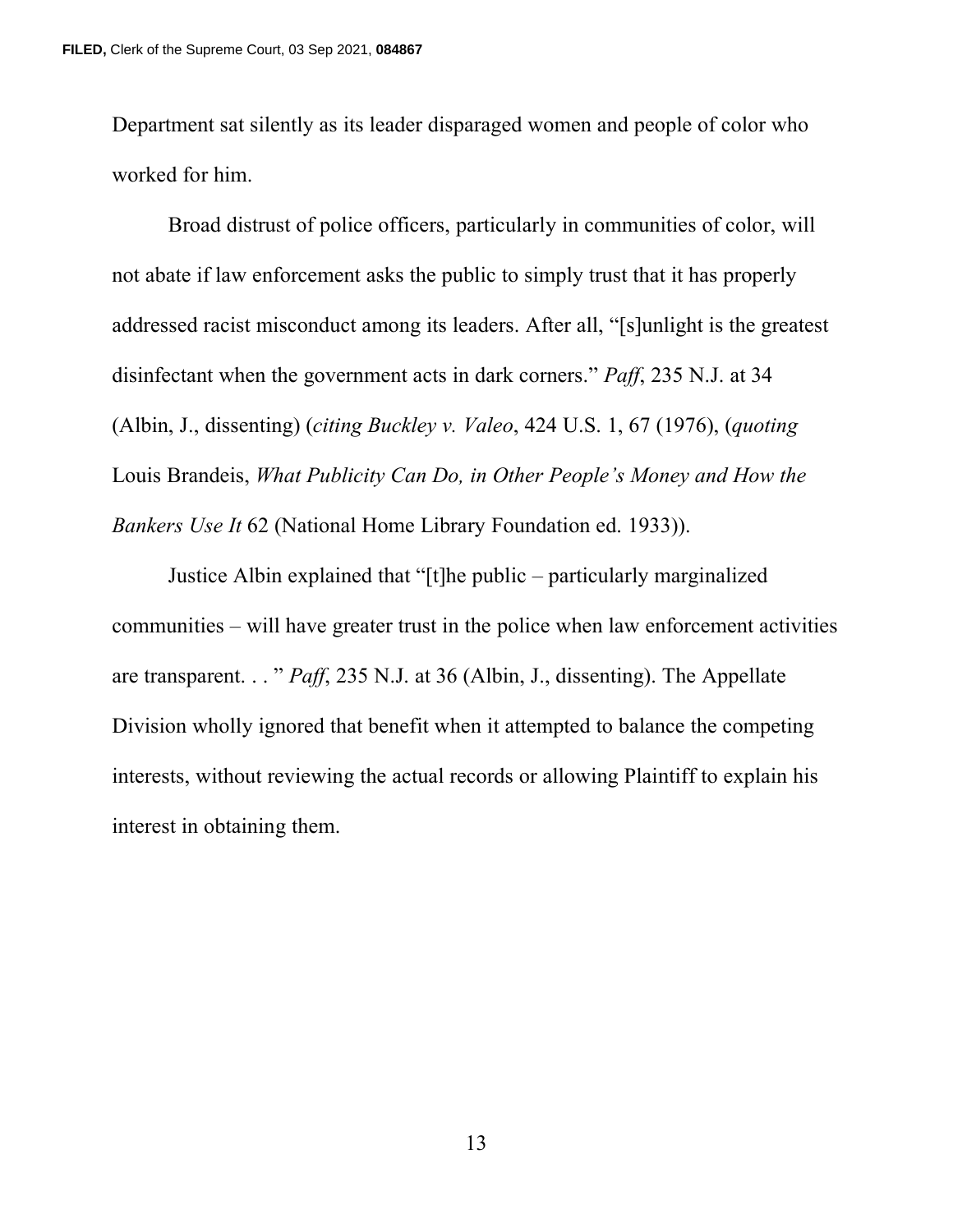Department sat silently as its leader disparaged women and people of color who worked for him.

Broad distrust of police officers, particularly in communities of color, will not abate if law enforcement asks the public to simply trust that it has properly addressed racist misconduct among its leaders. After all, "[s]unlight is the greatest disinfectant when the government acts in dark corners." *Paff*, 235 N.J. at 34 (Albin, J., dissenting) (*citing Buckley v. Valeo*, 424 U.S. 1, 67 (1976), (*quoting* Louis Brandeis, *What Publicity Can Do, in Other People's Money and How the Bankers Use It* 62 (National Home Library Foundation ed. 1933)).

Justice Albin explained that "[t]he public – particularly marginalized communities – will have greater trust in the police when law enforcement activities are transparent. . . " *Paff*, 235 N.J. at 36 (Albin, J., dissenting). The Appellate Division wholly ignored that benefit when it attempted to balance the competing interests, without reviewing the actual records or allowing Plaintiff to explain his interest in obtaining them.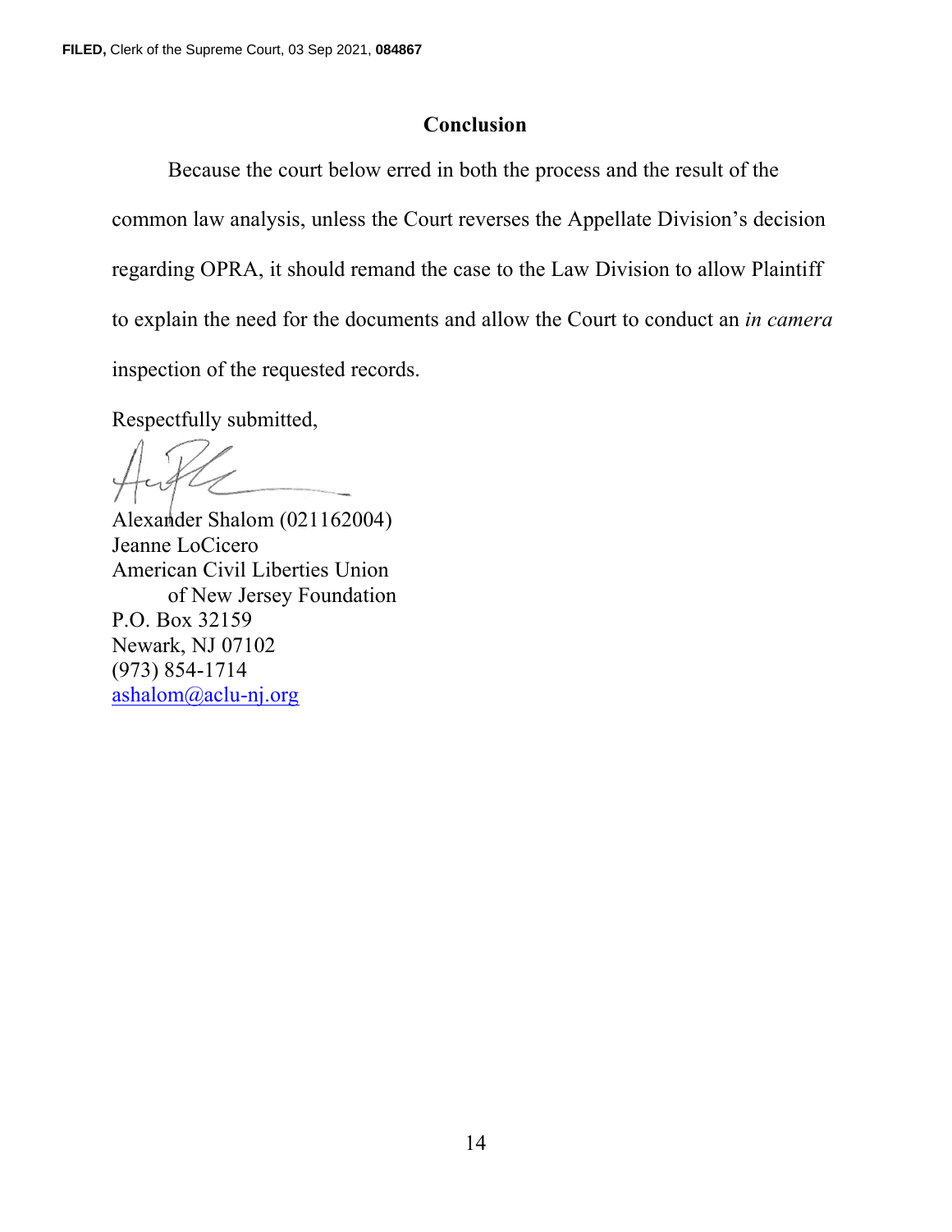## Conclusion

Because the court below erred in both the process and the result of the common law analysis, unless the Court reverses the Appellate Division's decision regarding OPRA, it should remand the case to the Law Division to allow Plaintiff to explain the need for the documents and allow the Court to conduct an *in camera* inspection of the requested records.

Respectfully submitted,

Alexander Shalom (021162004)
Jeanne LoCicero
American Civil Liberties Union
of New Jersey Foundation
P.O. Box 32159
Newark, NJ 07102
(973) 854-1714
ashalom@aclu-nj.org